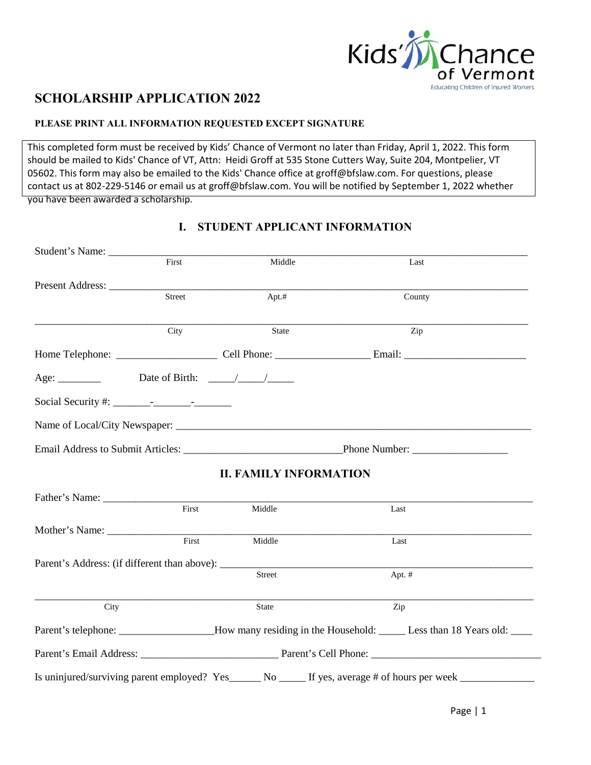Kids' Chance of Vermont
Educating Children of Injured Workers

# SCHOLARSHIP APPLICATION 2022

**PLEASE PRINT ALL INFORMATION REQUESTED EXCEPT SIGNATURE**

This completed form must be received by Kids' Chance of Vermont no later than Friday, April 1, 2022. This form should be mailed to Kids' Chance of VT, Attn: Heidi Groff at 535 Stone Cutters Way, Suite 204, Montpelier, VT 05602. This form may also be emailed to the Kids' Chance office at groff@bfslaw.com. For questions, please contact us at 802-229-5146 or email us at groff@bfslaw.com. You will be notified by September 1, 2022 whether you have been awarded a scholarship.

## I. STUDENT APPLICANT INFORMATION

Student's Name: ________________________________________________________________
First Middle Last

Present Address: ________________________________________________________________
Street Apt.# County

________________________________________________________________
City State Zip

Home Telephone: __________________ Cell Phone: _________________ Email: ______________________

Age: ________ Date of Birth: _____/_____/_____

Social Security #: _______-_______-_______

Name of Local/City Newspaper: ________________________________________________________________

Email Address to Submit Articles: _____________________________Phone Number: _________________

## II. FAMILY INFORMATION

Father's Name: ________________________________________________________________
First Middle Last

Mother's Name: ________________________________________________________________
First Middle Last

Parent's Address: (if different than above): _____________________________________________
Street Apt. #

________________________________________________________________
City State Zip

Parent's telephone: _________________How many residing in the Household: _____ Less than 18 Years old: ____

Parent's Email Address: _________________________ Parent's Cell Phone: ______________________________

Is uninjured/surviving parent employed? Yes______ No _____ If yes, average # of hours per week _____________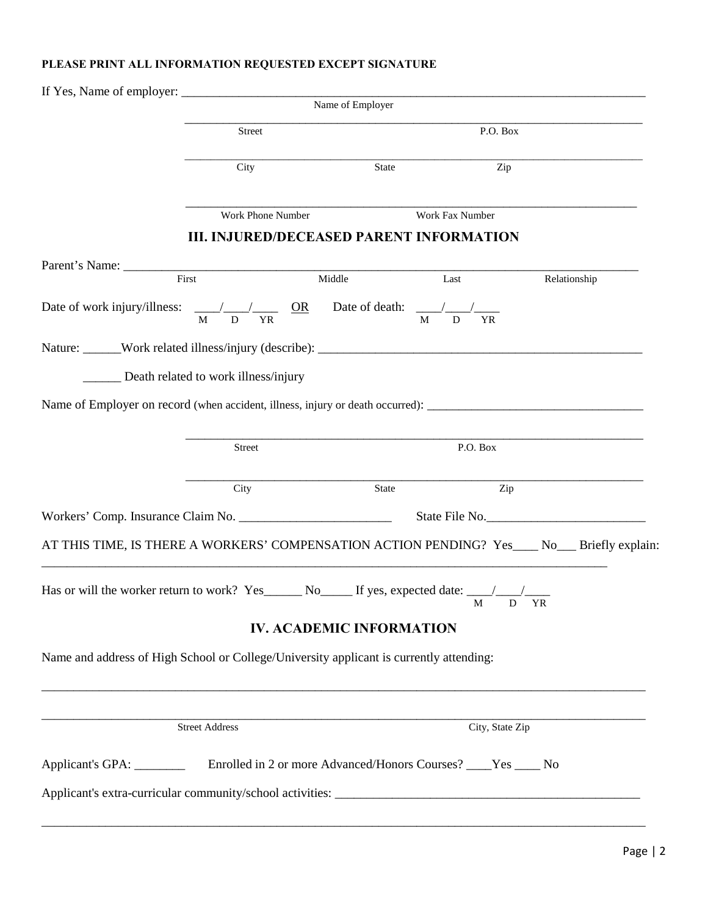**PLEASE PRINT ALL INFORMATION REQUESTED EXCEPT SIGNATURE**

If Yes, Name of employer: ______________________________________________________________
Name of Employer

______________________________________________________________
Street P.O. Box

______________________________________________________________
City State Zip

______________________________________________________________
Work Phone Number Work Fax Number

## III. INJURED/DECEASED PARENT INFORMATION

Parent's Name: ______________________________________________________________
First Middle Last Relationship

Date of work injury/illness: \_\_\_\_/\_\_\_\_/\_\_\_\_ (M D YR) OR Date of death: \_\_\_\_/\_\_\_\_/\_\_\_\_ (M D YR)

Nature: ______Work related illness/injury (describe): ______________________________________

______ Death related to work illness/injury

Name of Employer on record (when accident, illness, injury or death occurred): ______________________

______________________________________________________________
Street P.O. Box

______________________________________________________________
City State Zip

Workers' Comp. Insurance Claim No. ________________________ State File No.________________________

AT THIS TIME, IS THERE A WORKERS' COMPENSATION ACTION PENDING? Yes____ No___ Briefly explain:
______________________________________________________________

Has or will the worker return to work? Yes______ No_____ If yes, expected date: \_\_\_\_/\_\_\_\_/\_\_\_\_ (M D YR)

## IV. ACADEMIC INFORMATION

Name and address of High School or College/University applicant is currently attending:

______________________________________________________________

______________________________________________________________
Street Address City, State Zip

Applicant's GPA: ________ Enrolled in 2 or more Advanced/Honors Courses? ____Yes ____ No

Applicant's extra-curricular community/school activities: ______________________________________

______________________________________________________________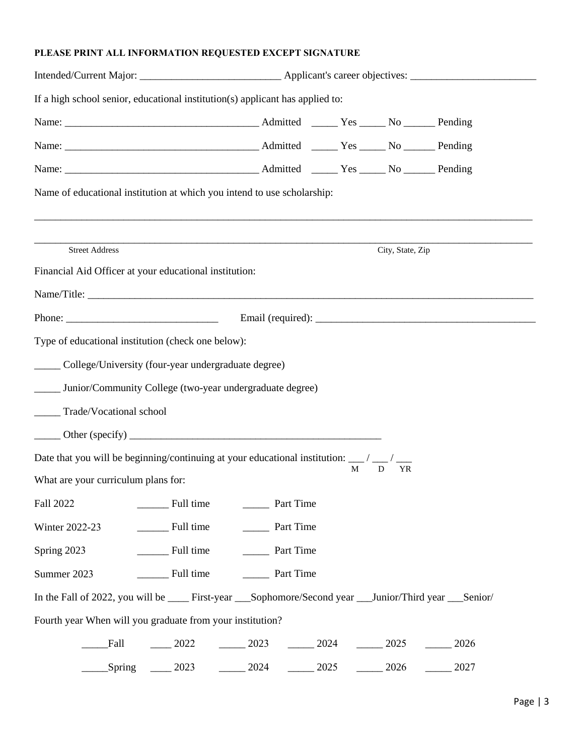**PLEASE PRINT ALL INFORMATION REQUESTED EXCEPT SIGNATURE**

Intended/Current Major: __________________________ Applicant's career objectives: ________________________

If a high school senior, educational institution(s) applicant has applied to:

Name: ____________________________________ Admitted _____ Yes _____ No ______ Pending

Name: ____________________________________ Admitted _____ Yes _____ No ______ Pending

Name: ____________________________________ Admitted _____ Yes _____ No ______ Pending

Name of educational institution at which you intend to use scholarship:

_____________________________________________________________________________________________

_____________________________________________________________________________________________

Street Address City, State, Zip

Financial Aid Officer at your educational institution:

Name/Title: _____________________________________________________________________________________

Phone: _____________________________ Email (required): __________________________________________

Type of educational institution (check one below):

_____ College/University (four-year undergraduate degree)

_____ Junior/Community College (two-year undergraduate degree)

_____ Trade/Vocational school

_____ Other (specify) _________________________________________________

Date that you will be beginning/continuing at your educational institution: ___ / ___ / ___
M D YR

What are your curriculum plans for:

Fall 2022 ______ Full time _____ Part Time

Winter 2022-23 ______ Full time _____ Part Time

Spring 2023 ______ Full time _____ Part Time

Summer 2023 ______ Full time _____ Part Time

In the Fall of 2022, you will be ____ First-year ___Sophomore/Second year ___Junior/Third year ___Senior/ Fourth year When will you graduate from your institution?

_____Fall ____ 2022 _____ 2023 _____ 2024 _____ 2025 _____ 2026

_____Spring ____ 2023 _____ 2024 _____ 2025 _____ 2026 _____ 2027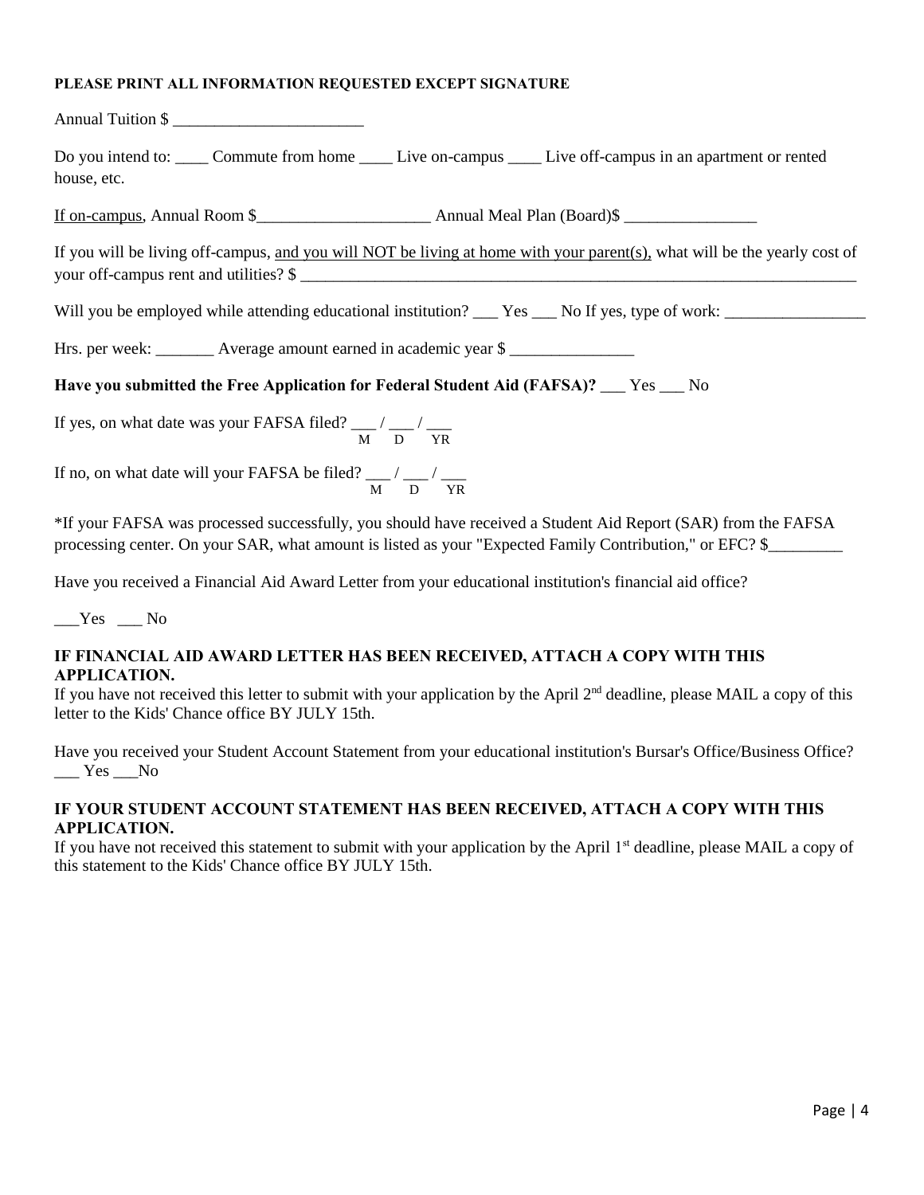**PLEASE PRINT ALL INFORMATION REQUESTED EXCEPT SIGNATURE**

Annual Tuition $ _______________________

Do you intend to: ____ Commute from home ____ Live on-campus ____ Live off-campus in an apartment or rented house, etc.

If on-campus, Annual Room $_____________________ Annual Meal Plan (Board)$ ________________

If you will be living off-campus, and you will NOT be living at home with your parent(s), what will be the yearly cost of your off-campus rent and utilities? $ ______________________________________________________________________

Will you be employed while attending educational institution? ___ Yes ___ No If yes, type of work: _________________

Hrs. per week: _______ Average amount earned in academic year $ _______________

**Have you submitted the Free Application for Federal Student Aid (FAFSA)?** ___ Yes ___ No

If yes, on what date was your FAFSA filed? ___ / ___ / ___ (M D YR)

If no, on what date will your FAFSA be filed? ___ / ___ / ___ (M D YR)

*If your FAFSA was processed successfully, you should have received a Student Aid Report (SAR) from the FAFSA processing center. On your SAR, what amount is listed as your "Expected Family Contribution," or EFC? $_________

Have you received a Financial Aid Award Letter from your educational institution's financial aid office?

___Yes ___ No

**IF FINANCIAL AID AWARD LETTER HAS BEEN RECEIVED, ATTACH A COPY WITH THIS APPLICATION.**

If you have not received this letter to submit with your application by the April 2nd deadline, please MAIL a copy of this letter to the Kids' Chance office BY JULY 15th.

Have you received your Student Account Statement from your educational institution's Bursar's Office/Business Office?
___ Yes ___No

**IF YOUR STUDENT ACCOUNT STATEMENT HAS BEEN RECEIVED, ATTACH A COPY WITH THIS APPLICATION.**

If you have not received this statement to submit with your application by the April 1st deadline, please MAIL a copy of this statement to the Kids' Chance office BY JULY 15th.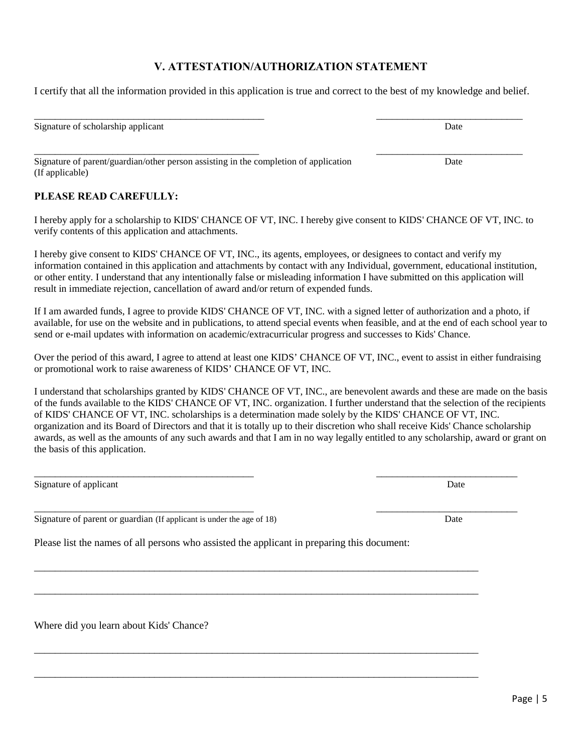## V. ATTESTATION/AUTHORIZATION STATEMENT

I certify that all the information provided in this application is true and correct to the best of my knowledge and belief.

_______________________________________________ &nbsp;&nbsp;&nbsp;&nbsp;&nbsp;&nbsp;&nbsp;&nbsp; ______________________________

Signature of scholarship applicant &nbsp;&nbsp;&nbsp;&nbsp;&nbsp;&nbsp;&nbsp;&nbsp; Date

_______________________________________________ &nbsp;&nbsp;&nbsp;&nbsp;&nbsp;&nbsp;&nbsp;&nbsp; ______________________________

Signature of parent/guardian/other person assisting in the completion of application &nbsp;&nbsp;&nbsp;&nbsp;&nbsp;&nbsp;&nbsp;&nbsp; Date
(If applicable)

**PLEASE READ CAREFULLY:**

I hereby apply for a scholarship to KIDS' CHANCE OF VT, INC. I hereby give consent to KIDS' CHANCE OF VT, INC. to verify contents of this application and attachments.

I hereby give consent to KIDS' CHANCE OF VT, INC., its agents, employees, or designees to contact and verify my information contained in this application and attachments by contact with any Individual, government, educational institution, or other entity. I understand that any intentionally false or misleading information I have submitted on this application will result in immediate rejection, cancellation of award and/or return of expended funds.

If I am awarded funds, I agree to provide KIDS' CHANCE OF VT, INC. with a signed letter of authorization and a photo, if available, for use on the website and in publications, to attend special events when feasible, and at the end of each school year to send or e-mail updates with information on academic/extracurricular progress and successes to Kids' Chance.

Over the period of this award, I agree to attend at least one KIDS' CHANCE OF VT, INC., event to assist in either fundraising or promotional work to raise awareness of KIDS' CHANCE OF VT, INC.

I understand that scholarships granted by KIDS' CHANCE OF VT, INC., are benevolent awards and these are made on the basis of the funds available to the KIDS' CHANCE OF VT, INC. organization. I further understand that the selection of the recipients of KIDS' CHANCE OF VT, INC. scholarships is a determination made solely by the KIDS' CHANCE OF VT, INC. organization and its Board of Directors and that it is totally up to their discretion who shall receive Kids' Chance scholarship awards, as well as the amounts of any such awards and that I am in no way legally entitled to any scholarship, award or grant on the basis of this application.

_______________________________________________ &nbsp;&nbsp;&nbsp;&nbsp;&nbsp;&nbsp;&nbsp;&nbsp; ______________________________

Signature of applicant &nbsp;&nbsp;&nbsp;&nbsp;&nbsp;&nbsp;&nbsp;&nbsp; Date

_______________________________________________ &nbsp;&nbsp;&nbsp;&nbsp;&nbsp;&nbsp;&nbsp;&nbsp; ______________________________

Signature of parent or guardian (If applicant is under the age of 18) &nbsp;&nbsp;&nbsp;&nbsp;&nbsp;&nbsp;&nbsp;&nbsp; Date

Please list the names of all persons who assisted the applicant in preparing this document:

_____________________________________________________________________________________

_____________________________________________________________________________________

Where did you learn about Kids' Chance?

_____________________________________________________________________________________

_____________________________________________________________________________________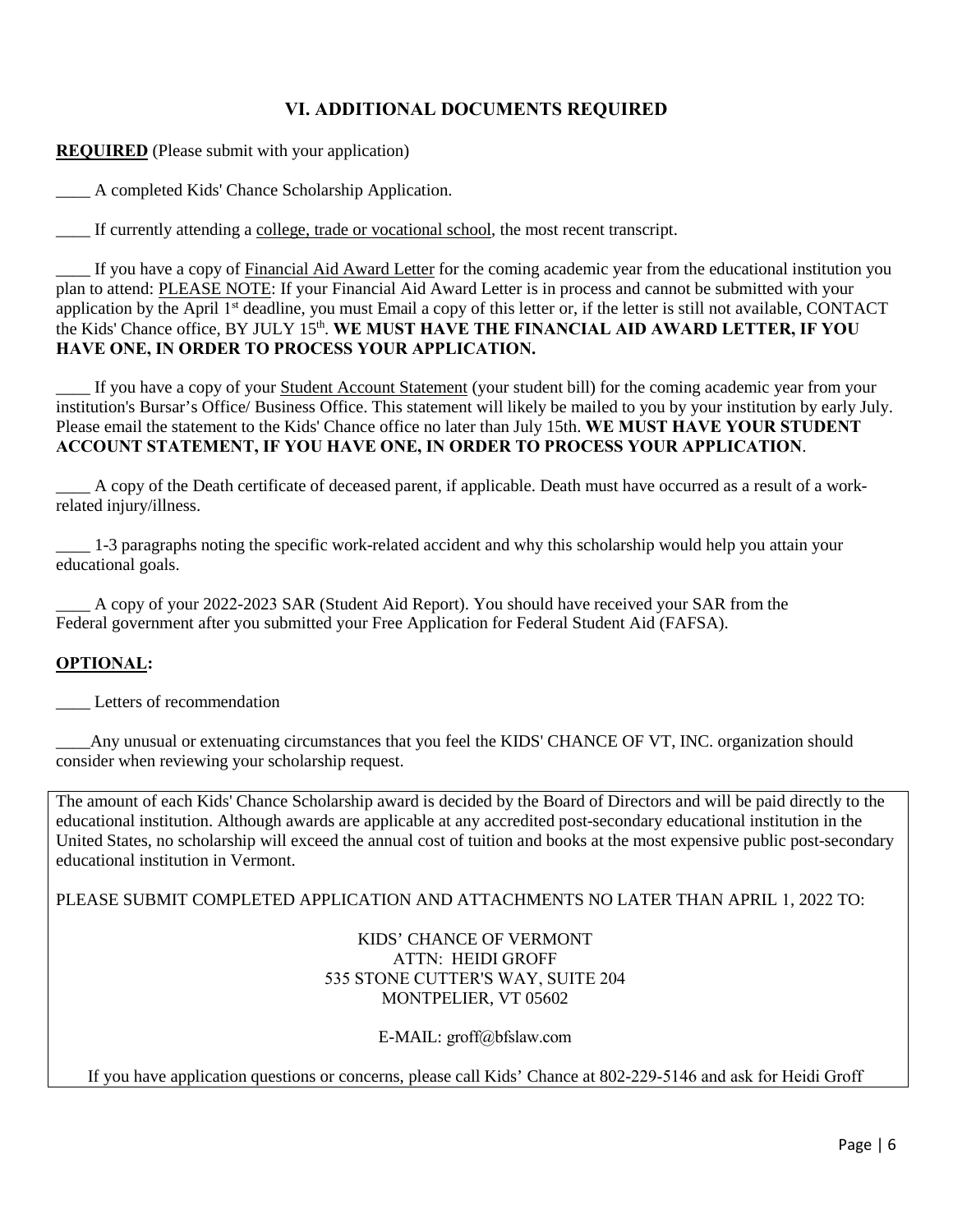## VI. ADDITIONAL DOCUMENTS REQUIRED

**REQUIRED** (Please submit with your application)

____ A completed Kids' Chance Scholarship Application.

____ If currently attending a college, trade or vocational school, the most recent transcript.

____ If you have a copy of Financial Aid Award Letter for the coming academic year from the educational institution you plan to attend: PLEASE NOTE: If your Financial Aid Award Letter is in process and cannot be submitted with your application by the April 1st deadline, you must Email a copy of this letter or, if the letter is still not available, CONTACT the Kids' Chance office, BY JULY 15th. **WE MUST HAVE THE FINANCIAL AID AWARD LETTER, IF YOU HAVE ONE, IN ORDER TO PROCESS YOUR APPLICATION.**

____ If you have a copy of your Student Account Statement (your student bill) for the coming academic year from your institution's Bursar's Office/ Business Office. This statement will likely be mailed to you by your institution by early July. Please email the statement to the Kids' Chance office no later than July 15th. **WE MUST HAVE YOUR STUDENT ACCOUNT STATEMENT, IF YOU HAVE ONE, IN ORDER TO PROCESS YOUR APPLICATION**.

____ A copy of the Death certificate of deceased parent, if applicable. Death must have occurred as a result of a work-related injury/illness.

____ 1-3 paragraphs noting the specific work-related accident and why this scholarship would help you attain your educational goals.

____ A copy of your 2022-2023 SAR (Student Aid Report). You should have received your SAR from the Federal government after you submitted your Free Application for Federal Student Aid (FAFSA).

**OPTIONAL:**

____ Letters of recommendation

____Any unusual or extenuating circumstances that you feel the KIDS' CHANCE OF VT, INC. organization should consider when reviewing your scholarship request.

The amount of each Kids' Chance Scholarship award is decided by the Board of Directors and will be paid directly to the educational institution. Although awards are applicable at any accredited post-secondary educational institution in the United States, no scholarship will exceed the annual cost of tuition and books at the most expensive public post-secondary educational institution in Vermont.

PLEASE SUBMIT COMPLETED APPLICATION AND ATTACHMENTS NO LATER THAN APRIL 1, 2022 TO:

KIDS' CHANCE OF VERMONT
ATTN: HEIDI GROFF
535 STONE CUTTER'S WAY, SUITE 204
MONTPELIER, VT 05602

E-MAIL: groff@bfslaw.com

If you have application questions or concerns, please call Kids' Chance at 802-229-5146 and ask for Heidi Groff